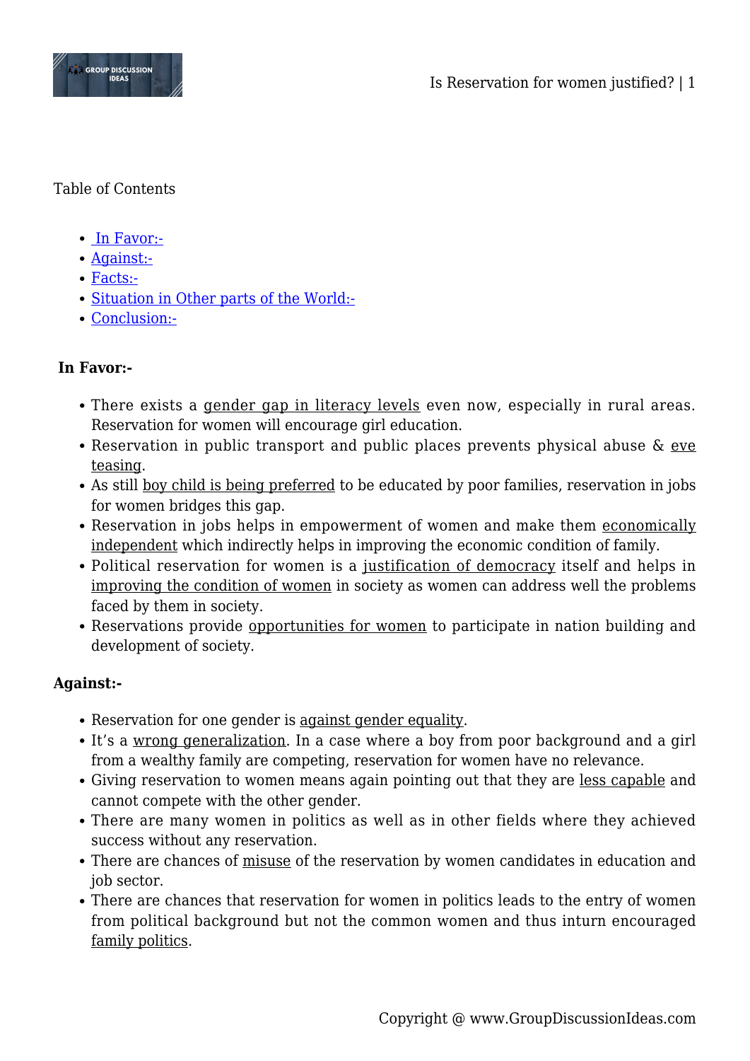Table of Contents

- In Favor:-
- Against:-
- Facts:-
- Situation in Other parts of the World:-
- Conclusion:-

**In Favor:-**

- There exists a gender gap in literacy levels even now, especially in rural areas. Reservation for women will encourage girl education.
- Reservation in public transport and public places prevents physical abuse & eve teasing.
- As still boy child is being preferred to be educated by poor families, reservation in jobs for women bridges this gap.
- Reservation in jobs helps in empowerment of women and make them economically independent which indirectly helps in improving the economic condition of family.
- Political reservation for women is a justification of democracy itself and helps in improving the condition of women in society as women can address well the problems faced by them in society.
- Reservations provide opportunities for women to participate in nation building and development of society.

**Against:-**

- Reservation for one gender is against gender equality.
- It's a wrong generalization. In a case where a boy from poor background and a girl from a wealthy family are competing, reservation for women have no relevance.
- Giving reservation to women means again pointing out that they are less capable and cannot compete with the other gender.
- There are many women in politics as well as in other fields where they achieved success without any reservation.
- There are chances of misuse of the reservation by women candidates in education and job sector.
- There are chances that reservation for women in politics leads to the entry of women from political background but not the common women and thus inturn encouraged family politics.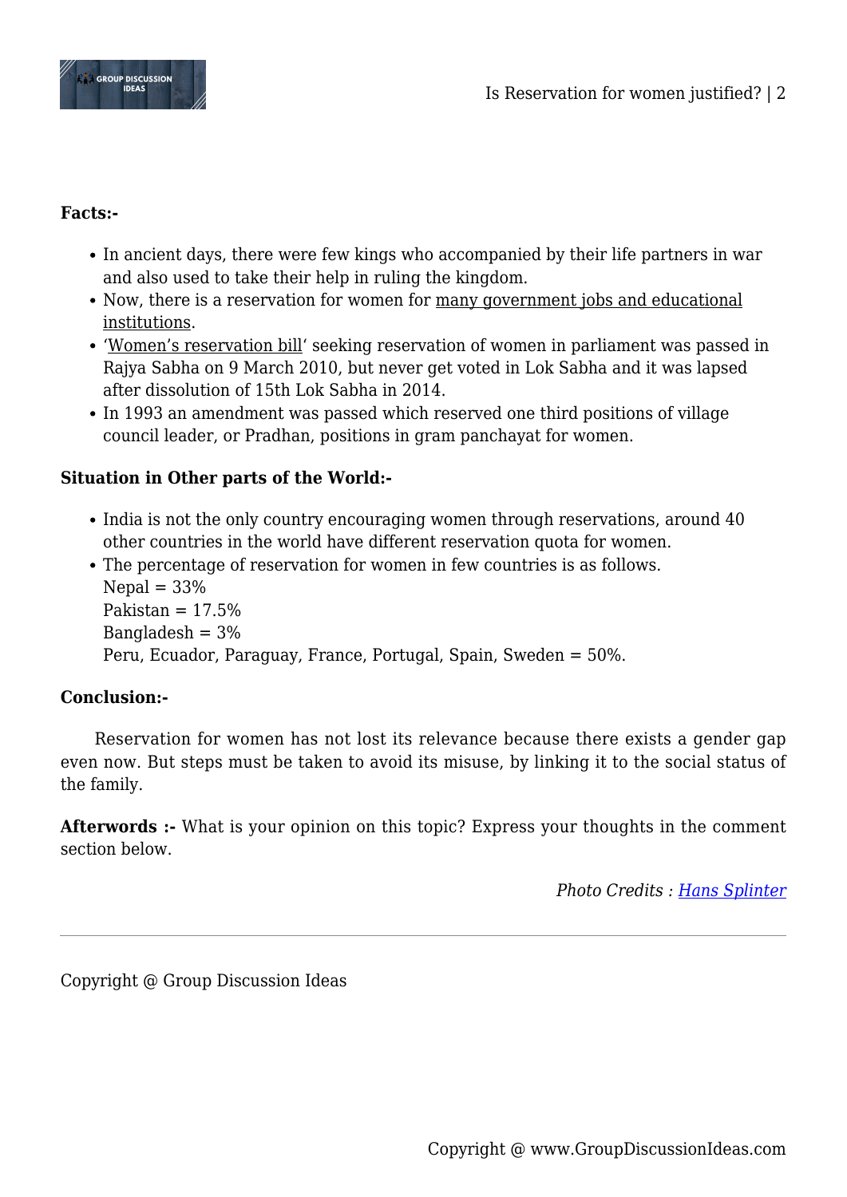**Facts:-**

- In ancient days, there were few kings who accompanied by their life partners in war and also used to take their help in ruling the kingdom.
- Now, there is a reservation for women for many government jobs and educational institutions.
- 'Women's reservation bill' seeking reservation of women in parliament was passed in Rajya Sabha on 9 March 2010, but never get voted in Lok Sabha and it was lapsed after dissolution of 15th Lok Sabha in 2014.
- In 1993 an amendment was passed which reserved one third positions of village council leader, or Pradhan, positions in gram panchayat for women.

**Situation in Other parts of the World:-**

- India is not the only country encouraging women through reservations, around 40 other countries in the world have different reservation quota for women.
- The percentage of reservation for women in few countries is as follows.
  Nepal = 33%
  Pakistan = 17.5%
  Bangladesh = 3%
  Peru, Ecuador, Paraguay, France, Portugal, Spain, Sweden = 50%.

**Conclusion:-**

Reservation for women has not lost its relevance because there exists a gender gap even now. But steps must be taken to avoid its misuse, by linking it to the social status of the family.

**Afterwords :-** What is your opinion on this topic? Express your thoughts in the comment section below.

*Photo Credits : Hans Splinter*

---

Copyright @ Group Discussion Ideas